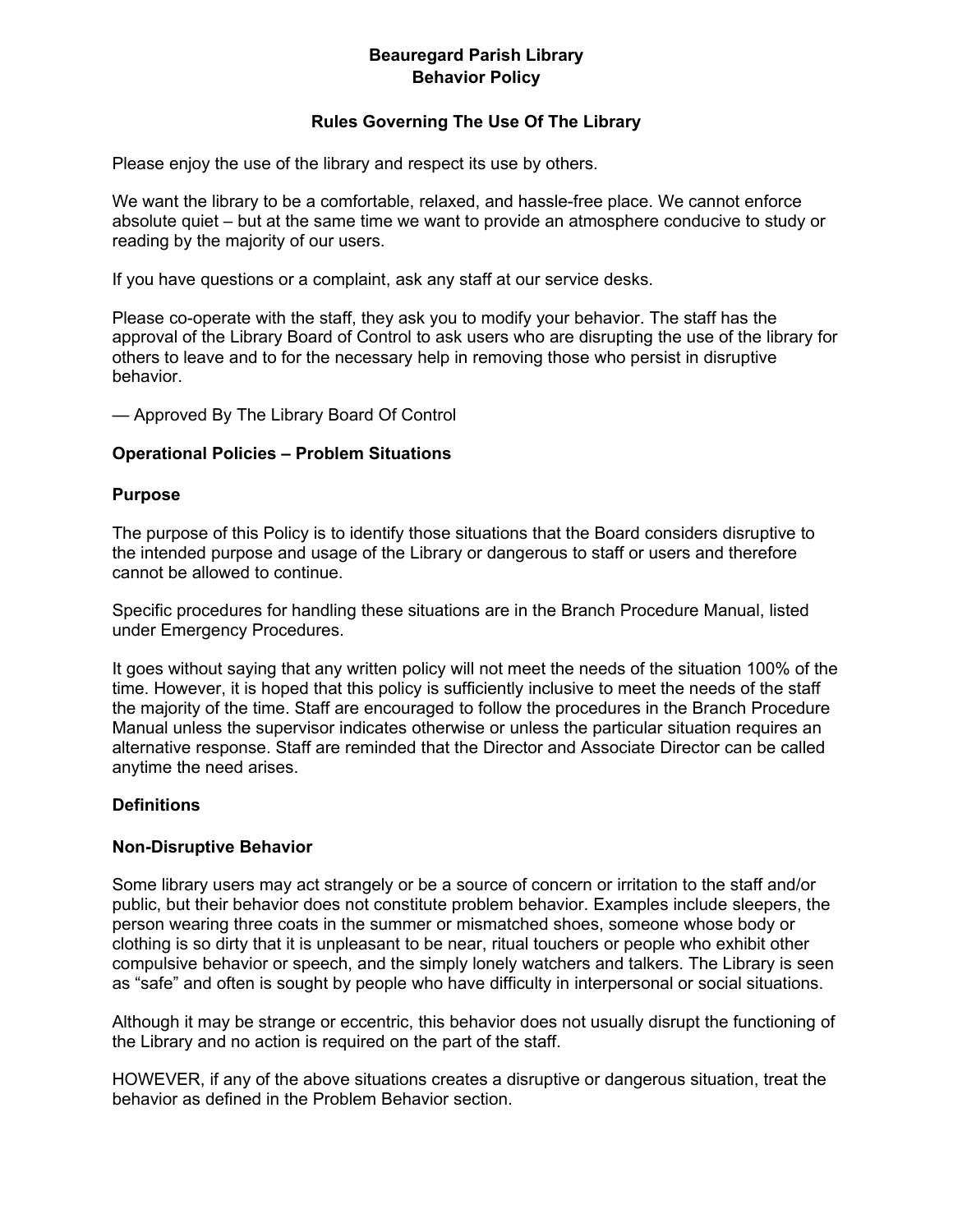# Beauregard Parish Library
# Behavior Policy

## Rules Governing The Use Of The Library

Please enjoy the use of the library and respect its use by others.

We want the library to be a comfortable, relaxed, and hassle-free place. We cannot enforce absolute quiet – but at the same time we want to provide an atmosphere conducive to study or reading by the majority of our users.

If you have questions or a complaint, ask any staff at our service desks.

Please co-operate with the staff, they ask you to modify your behavior. The staff has the approval of the Library Board of Control to ask users who are disrupting the use of the library for others to leave and to for the necessary help in removing those who persist in disruptive behavior.

— Approved By The Library Board Of Control

### Operational Policies – Problem Situations

### Purpose

The purpose of this Policy is to identify those situations that the Board considers disruptive to the intended purpose and usage of the Library or dangerous to staff or users and therefore cannot be allowed to continue.

Specific procedures for handling these situations are in the Branch Procedure Manual, listed under Emergency Procedures.

It goes without saying that any written policy will not meet the needs of the situation 100% of the time. However, it is hoped that this policy is sufficiently inclusive to meet the needs of the staff the majority of the time. Staff are encouraged to follow the procedures in the Branch Procedure Manual unless the supervisor indicates otherwise or unless the particular situation requires an alternative response. Staff are reminded that the Director and Associate Director can be called anytime the need arises.

### Definitions

### Non-Disruptive Behavior

Some library users may act strangely or be a source of concern or irritation to the staff and/or public, but their behavior does not constitute problem behavior. Examples include sleepers, the person wearing three coats in the summer or mismatched shoes, someone whose body or clothing is so dirty that it is unpleasant to be near, ritual touchers or people who exhibit other compulsive behavior or speech, and the simply lonely watchers and talkers. The Library is seen as "safe" and often is sought by people who have difficulty in interpersonal or social situations.

Although it may be strange or eccentric, this behavior does not usually disrupt the functioning of the Library and no action is required on the part of the staff.

HOWEVER, if any of the above situations creates a disruptive or dangerous situation, treat the behavior as defined in the Problem Behavior section.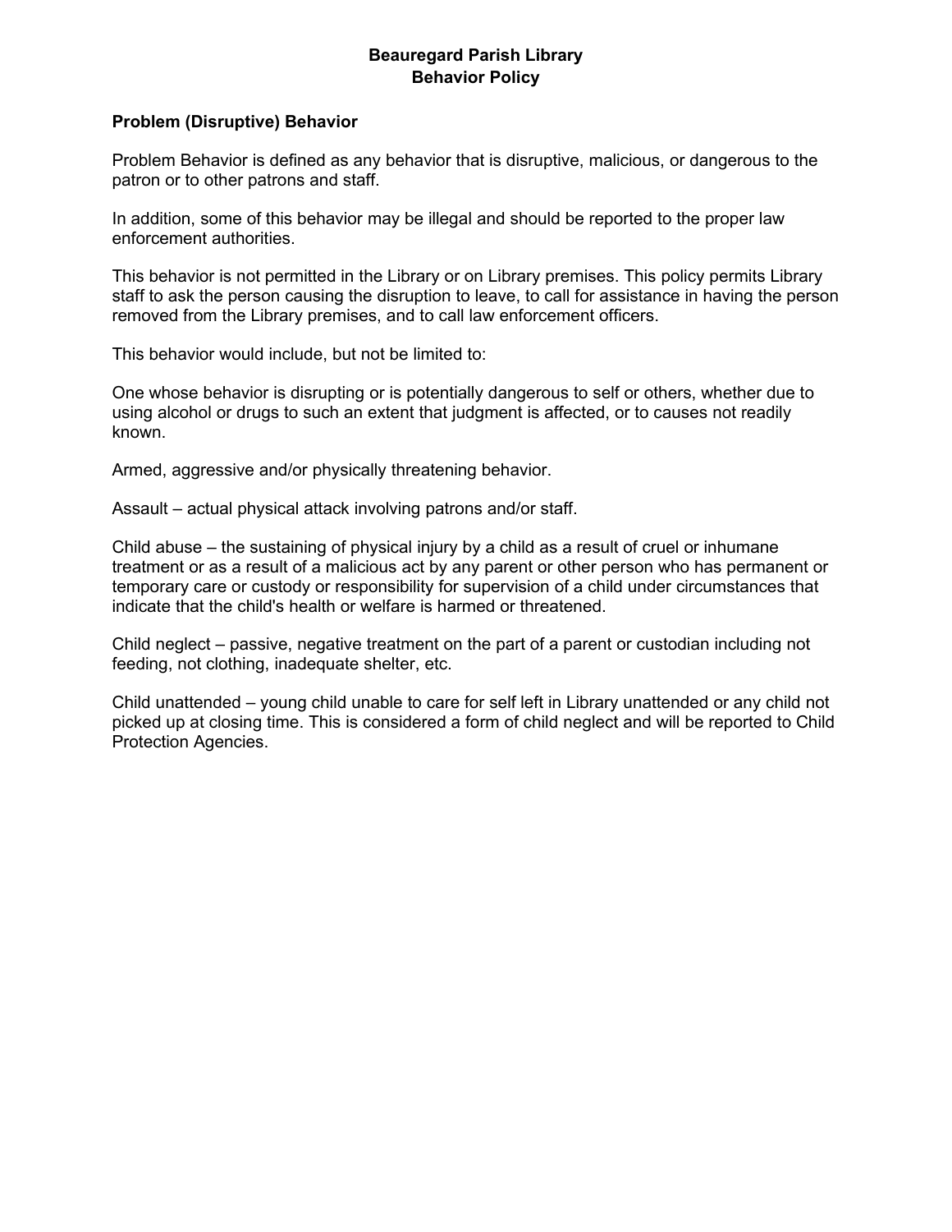# Beauregard Parish Library
# Behavior Policy

## Problem (Disruptive) Behavior

Problem Behavior is defined as any behavior that is disruptive, malicious, or dangerous to the patron or to other patrons and staff.

In addition, some of this behavior may be illegal and should be reported to the proper law enforcement authorities.

This behavior is not permitted in the Library or on Library premises. This policy permits Library staff to ask the person causing the disruption to leave, to call for assistance in having the person removed from the Library premises, and to call law enforcement officers.

This behavior would include, but not be limited to:

One whose behavior is disrupting or is potentially dangerous to self or others, whether due to using alcohol or drugs to such an extent that judgment is affected, or to causes not readily known.

Armed, aggressive and/or physically threatening behavior.

Assault – actual physical attack involving patrons and/or staff.

Child abuse – the sustaining of physical injury by a child as a result of cruel or inhumane treatment or as a result of a malicious act by any parent or other person who has permanent or temporary care or custody or responsibility for supervision of a child under circumstances that indicate that the child's health or welfare is harmed or threatened.

Child neglect – passive, negative treatment on the part of a parent or custodian including not feeding, not clothing, inadequate shelter, etc.

Child unattended – young child unable to care for self left in Library unattended or any child not picked up at closing time. This is considered a form of child neglect and will be reported to Child Protection Agencies.